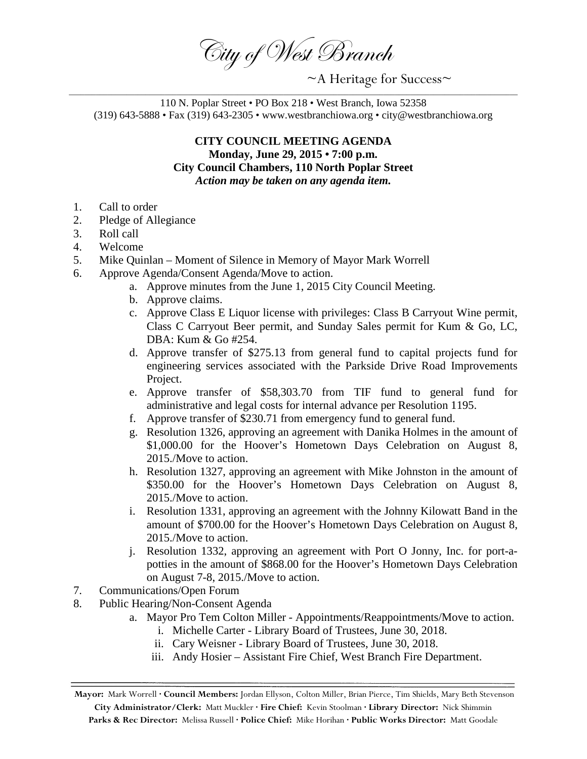# City of West Branch

~A Heritage for Success~

110 N. Poplar Street • PO Box 218 • West Branch, Iowa 52358
(319) 643-5888 • Fax (319) 643-2305 • www.westbranchiowa.org • city@westbranchiowa.org

**CITY COUNCIL MEETING AGENDA**
**Monday, June 29, 2015 • 7:00 p.m.**
**City Council Chambers, 110 North Poplar Street**
***Action may be taken on any agenda item.***

1. Call to order
2. Pledge of Allegiance
3. Roll call
4. Welcome
5. Mike Quinlan – Moment of Silence in Memory of Mayor Mark Worrell
6. Approve Agenda/Consent Agenda/Move to action.
   a. Approve minutes from the June 1, 2015 City Council Meeting.
   b. Approve claims.
   c. Approve Class E Liquor license with privileges: Class B Carryout Wine permit, Class C Carryout Beer permit, and Sunday Sales permit for Kum & Go, LC, DBA: Kum & Go #254.
   d. Approve transfer of $275.13 from general fund to capital projects fund for engineering services associated with the Parkside Drive Road Improvements Project.
   e. Approve transfer of $58,303.70 from TIF fund to general fund for administrative and legal costs for internal advance per Resolution 1195.
   f. Approve transfer of $230.71 from emergency fund to general fund.
   g. Resolution 1326, approving an agreement with Danika Holmes in the amount of $1,000.00 for the Hoover's Hometown Days Celebration on August 8, 2015./Move to action.
   h. Resolution 1327, approving an agreement with Mike Johnston in the amount of $350.00 for the Hoover's Hometown Days Celebration on August 8, 2015./Move to action.
   i. Resolution 1331, approving an agreement with the Johnny Kilowatt Band in the amount of $700.00 for the Hoover's Hometown Days Celebration on August 8, 2015./Move to action.
   j. Resolution 1332, approving an agreement with Port O Jonny, Inc. for port-a-potties in the amount of $868.00 for the Hoover's Hometown Days Celebration on August 7-8, 2015./Move to action.
7. Communications/Open Forum
8. Public Hearing/Non-Consent Agenda
   a. Mayor Pro Tem Colton Miller - Appointments/Reappointments/Move to action.
      i. Michelle Carter - Library Board of Trustees, June 30, 2018.
      ii. Cary Weisner - Library Board of Trustees, June 30, 2018.
      iii. Andy Hosier – Assistant Fire Chief, West Branch Fire Department.

**Mayor:** Mark Worrell · **Council Members:** Jordan Ellyson, Colton Miller, Brian Pierce, Tim Shields, Mary Beth Stevenson
**City Administrator/Clerk:** Matt Muckler · **Fire Chief:** Kevin Stoolman · **Library Director:** Nick Shimmin
**Parks & Rec Director:** Melissa Russell · **Police Chief:** Mike Horihan · **Public Works Director:** Matt Goodale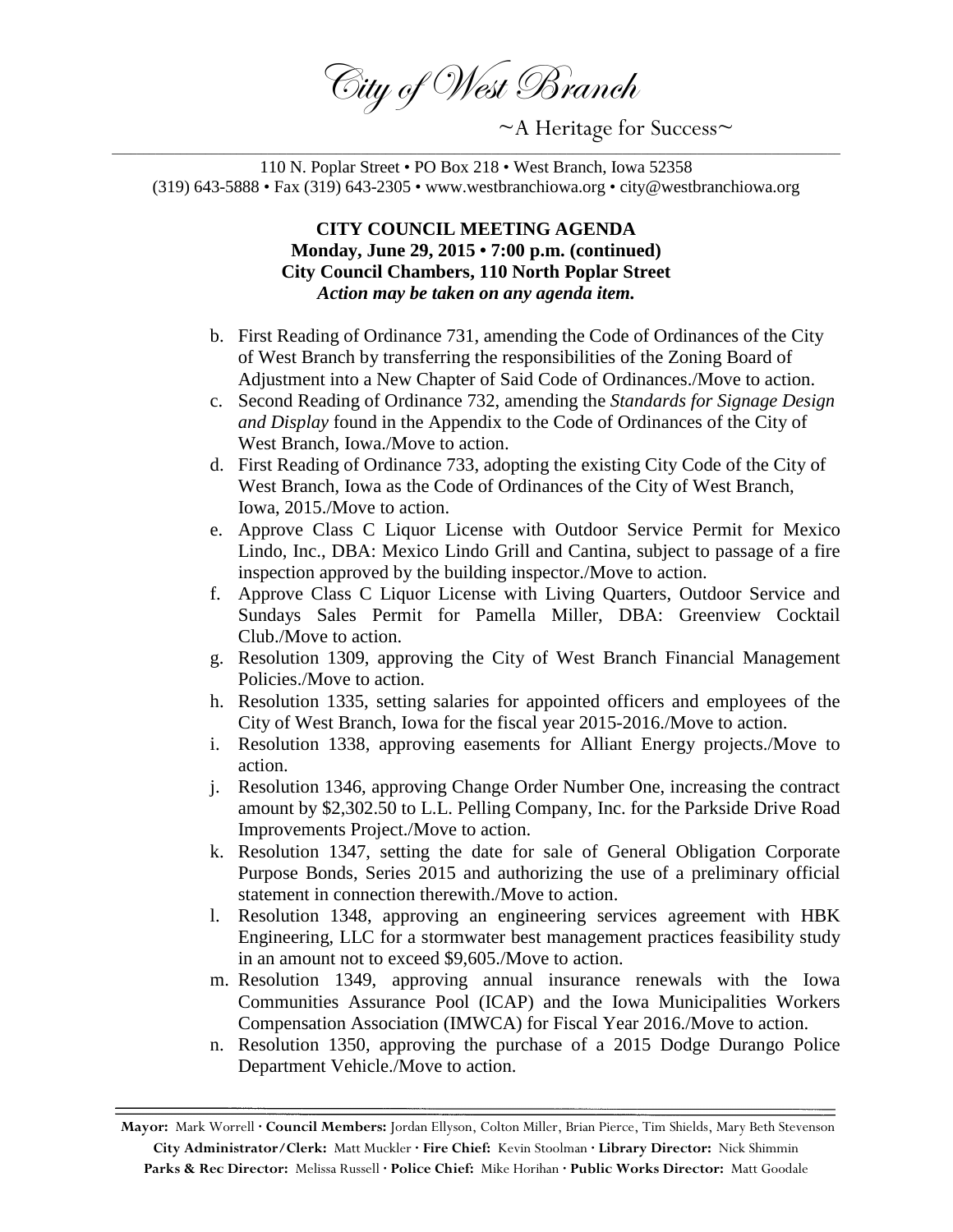City of West Branch

~A Heritage for Success~

110 N. Poplar Street • PO Box 218 • West Branch, Iowa 52358
(319) 643-5888 • Fax (319) 643-2305 • www.westbranchiowa.org • city@westbranchiowa.org

**CITY COUNCIL MEETING AGENDA**
**Monday, June 29, 2015 • 7:00 p.m. (continued)**
**City Council Chambers, 110 North Poplar Street**
***Action may be taken on any agenda item.***

b. First Reading of Ordinance 731, amending the Code of Ordinances of the City of West Branch by transferring the responsibilities of the Zoning Board of Adjustment into a New Chapter of Said Code of Ordinances./Move to action.
c. Second Reading of Ordinance 732, amending the *Standards for Signage Design and Display* found in the Appendix to the Code of Ordinances of the City of West Branch, Iowa./Move to action.
d. First Reading of Ordinance 733, adopting the existing City Code of the City of West Branch, Iowa as the Code of Ordinances of the City of West Branch, Iowa, 2015./Move to action.
e. Approve Class C Liquor License with Outdoor Service Permit for Mexico Lindo, Inc., DBA: Mexico Lindo Grill and Cantina, subject to passage of a fire inspection approved by the building inspector./Move to action.
f. Approve Class C Liquor License with Living Quarters, Outdoor Service and Sundays Sales Permit for Pamella Miller, DBA: Greenview Cocktail Club./Move to action.
g. Resolution 1309, approving the City of West Branch Financial Management Policies./Move to action.
h. Resolution 1335, setting salaries for appointed officers and employees of the City of West Branch, Iowa for the fiscal year 2015-2016./Move to action.
i. Resolution 1338, approving easements for Alliant Energy projects./Move to action.
j. Resolution 1346, approving Change Order Number One, increasing the contract amount by $2,302.50 to L.L. Pelling Company, Inc. for the Parkside Drive Road Improvements Project./Move to action.
k. Resolution 1347, setting the date for sale of General Obligation Corporate Purpose Bonds, Series 2015 and authorizing the use of a preliminary official statement in connection therewith./Move to action.
l. Resolution 1348, approving an engineering services agreement with HBK Engineering, LLC for a stormwater best management practices feasibility study in an amount not to exceed $9,605./Move to action.
m. Resolution 1349, approving annual insurance renewals with the Iowa Communities Assurance Pool (ICAP) and the Iowa Municipalities Workers Compensation Association (IMWCA) for Fiscal Year 2016./Move to action.
n. Resolution 1350, approving the purchase of a 2015 Dodge Durango Police Department Vehicle./Move to action.

**Mayor:** Mark Worrell · **Council Members:** Jordan Ellyson, Colton Miller, Brian Pierce, Tim Shields, Mary Beth Stevenson
**City Administrator/Clerk:** Matt Muckler · **Fire Chief:** Kevin Stoolman · **Library Director:** Nick Shimmin
**Parks & Rec Director:** Melissa Russell · **Police Chief:** Mike Horihan · **Public Works Director:** Matt Goodale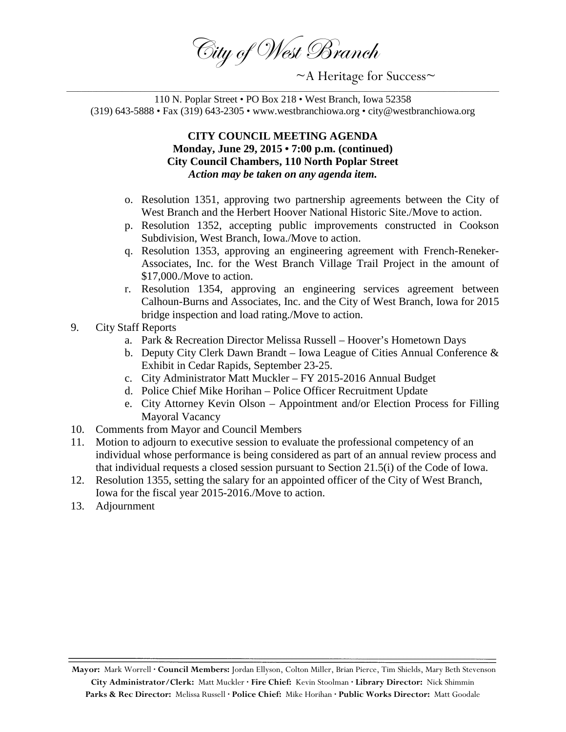City of West Branch

~A Heritage for Success~

110 N. Poplar Street • PO Box 218 • West Branch, Iowa 52358
(319) 643-5888 • Fax (319) 643-2305 • www.westbranchiowa.org • city@westbranchiowa.org

**CITY COUNCIL MEETING AGENDA**
**Monday, June 29, 2015 • 7:00 p.m. (continued)**
**City Council Chambers, 110 North Poplar Street**
***Action may be taken on any agenda item.***

- o. Resolution 1351, approving two partnership agreements between the City of West Branch and the Herbert Hoover National Historic Site./Move to action.
- p. Resolution 1352, accepting public improvements constructed in Cookson Subdivision, West Branch, Iowa./Move to action.
- q. Resolution 1353, approving an engineering agreement with French-Reneker-Associates, Inc. for the West Branch Village Trail Project in the amount of $17,000./Move to action.
- r. Resolution 1354, approving an engineering services agreement between Calhoun-Burns and Associates, Inc. and the City of West Branch, Iowa for 2015 bridge inspection and load rating./Move to action.

9. City Staff Reports
   - a. Park & Recreation Director Melissa Russell – Hoover's Hometown Days
   - b. Deputy City Clerk Dawn Brandt – Iowa League of Cities Annual Conference & Exhibit in Cedar Rapids, September 23-25.
   - c. City Administrator Matt Muckler – FY 2015-2016 Annual Budget
   - d. Police Chief Mike Horihan – Police Officer Recruitment Update
   - e. City Attorney Kevin Olson – Appointment and/or Election Process for Filling Mayoral Vacancy
10. Comments from Mayor and Council Members
11. Motion to adjourn to executive session to evaluate the professional competency of an individual whose performance is being considered as part of an annual review process and that individual requests a closed session pursuant to Section 21.5(i) of the Code of Iowa.
12. Resolution 1355, setting the salary for an appointed officer of the City of West Branch, Iowa for the fiscal year 2015-2016./Move to action.
13. Adjournment

**Mayor:** Mark Worrell · **Council Members:** Jordan Ellyson, Colton Miller, Brian Pierce, Tim Shields, Mary Beth Stevenson
**City Administrator/Clerk:** Matt Muckler · **Fire Chief:** Kevin Stoolman · **Library Director:** Nick Shimmin
**Parks & Rec Director:** Melissa Russell · **Police Chief:** Mike Horihan · **Public Works Director:** Matt Goodale